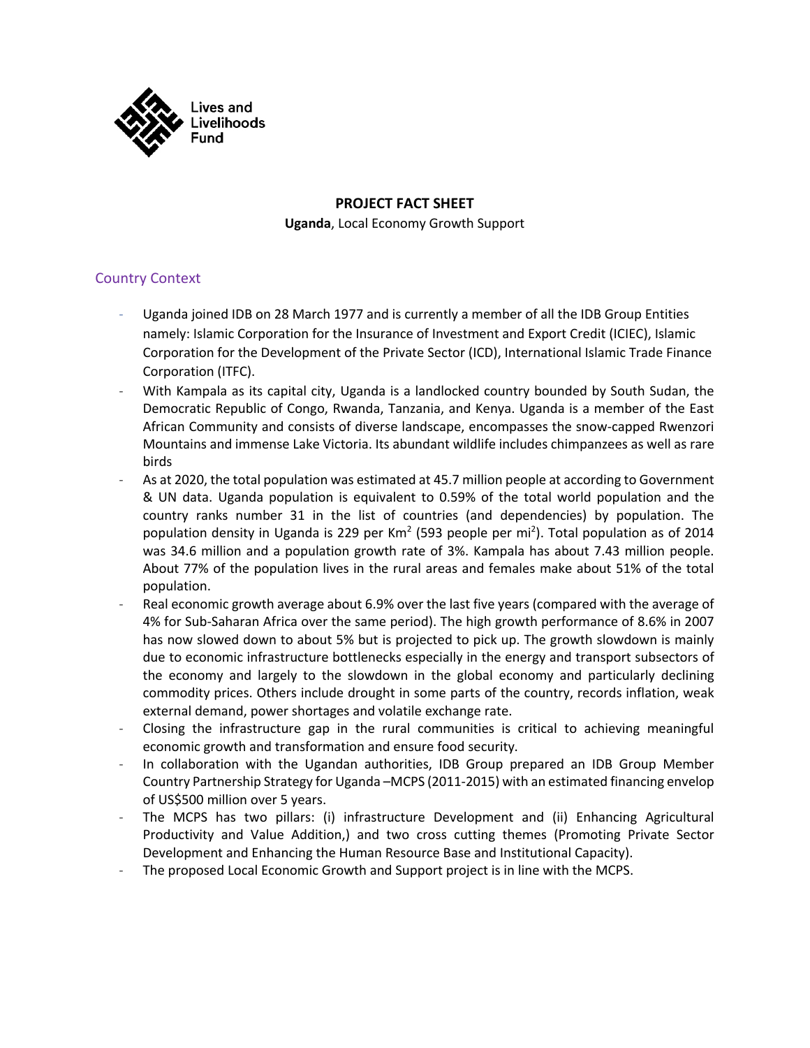Lives and Livelihoods Fund

**PROJECT FACT SHEET**

**Uganda**, Local Economy Growth Support

## Country Context

- Uganda joined IDB on 28 March 1977 and is currently a member of all the IDB Group Entities namely: Islamic Corporation for the Insurance of Investment and Export Credit (ICIEC), Islamic Corporation for the Development of the Private Sector (ICD), International Islamic Trade Finance Corporation (ITFC).
- With Kampala as its capital city, Uganda is a landlocked country bounded by South Sudan, the Democratic Republic of Congo, Rwanda, Tanzania, and Kenya. Uganda is a member of the East African Community and consists of diverse landscape, encompasses the snow-capped Rwenzori Mountains and immense Lake Victoria. Its abundant wildlife includes chimpanzees as well as rare birds
- As at 2020, the total population was estimated at 45.7 million people at according to Government & UN data. Uganda population is equivalent to 0.59% of the total world population and the country ranks number 31 in the list of countries (and dependencies) by population. The population density in Uganda is 229 per Km$^2$ (593 people per mi$^2$). Total population as of 2014 was 34.6 million and a population growth rate of 3%. Kampala has about 7.43 million people. About 77% of the population lives in the rural areas and females make about 51% of the total population.
- Real economic growth average about 6.9% over the last five years (compared with the average of 4% for Sub-Saharan Africa over the same period). The high growth performance of 8.6% in 2007 has now slowed down to about 5% but is projected to pick up. The growth slowdown is mainly due to economic infrastructure bottlenecks especially in the energy and transport subsectors of the economy and largely to the slowdown in the global economy and particularly declining commodity prices. Others include drought in some parts of the country, records inflation, weak external demand, power shortages and volatile exchange rate.
- Closing the infrastructure gap in the rural communities is critical to achieving meaningful economic growth and transformation and ensure food security.
- In collaboration with the Ugandan authorities, IDB Group prepared an IDB Group Member Country Partnership Strategy for Uganda –MCPS (2011-2015) with an estimated financing envelop of US$500 million over 5 years.
- The MCPS has two pillars: (i) infrastructure Development and (ii) Enhancing Agricultural Productivity and Value Addition,) and two cross cutting themes (Promoting Private Sector Development and Enhancing the Human Resource Base and Institutional Capacity).
- The proposed Local Economic Growth and Support project is in line with the MCPS.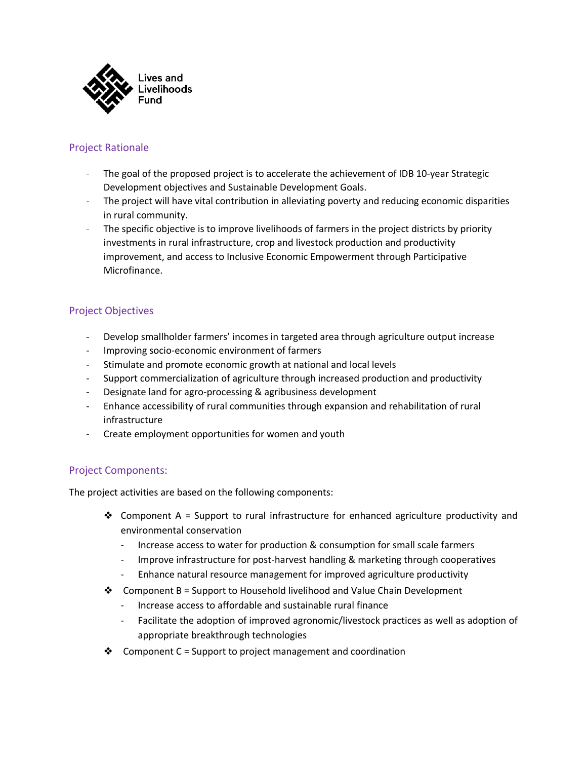Lives and Livelihoods Fund

## Project Rationale

- The goal of the proposed project is to accelerate the achievement of IDB 10-year Strategic Development objectives and Sustainable Development Goals.
- The project will have vital contribution in alleviating poverty and reducing economic disparities in rural community.
- The specific objective is to improve livelihoods of farmers in the project districts by priority investments in rural infrastructure, crop and livestock production and productivity improvement, and access to Inclusive Economic Empowerment through Participative Microfinance.

## Project Objectives

- Develop smallholder farmers' incomes in targeted area through agriculture output increase
- Improving socio-economic environment of farmers
- Stimulate and promote economic growth at national and local levels
- Support commercialization of agriculture through increased production and productivity
- Designate land for agro-processing & agribusiness development
- Enhance accessibility of rural communities through expansion and rehabilitation of rural infrastructure
- Create employment opportunities for women and youth

## Project Components:

The project activities are based on the following components:

- Component A = Support to rural infrastructure for enhanced agriculture productivity and environmental conservation
  - Increase access to water for production & consumption for small scale farmers
  - Improve infrastructure for post-harvest handling & marketing through cooperatives
  - Enhance natural resource management for improved agriculture productivity
- Component B = Support to Household livelihood and Value Chain Development
  - Increase access to affordable and sustainable rural finance
  - Facilitate the adoption of improved agronomic/livestock practices as well as adoption of appropriate breakthrough technologies
- Component C = Support to project management and coordination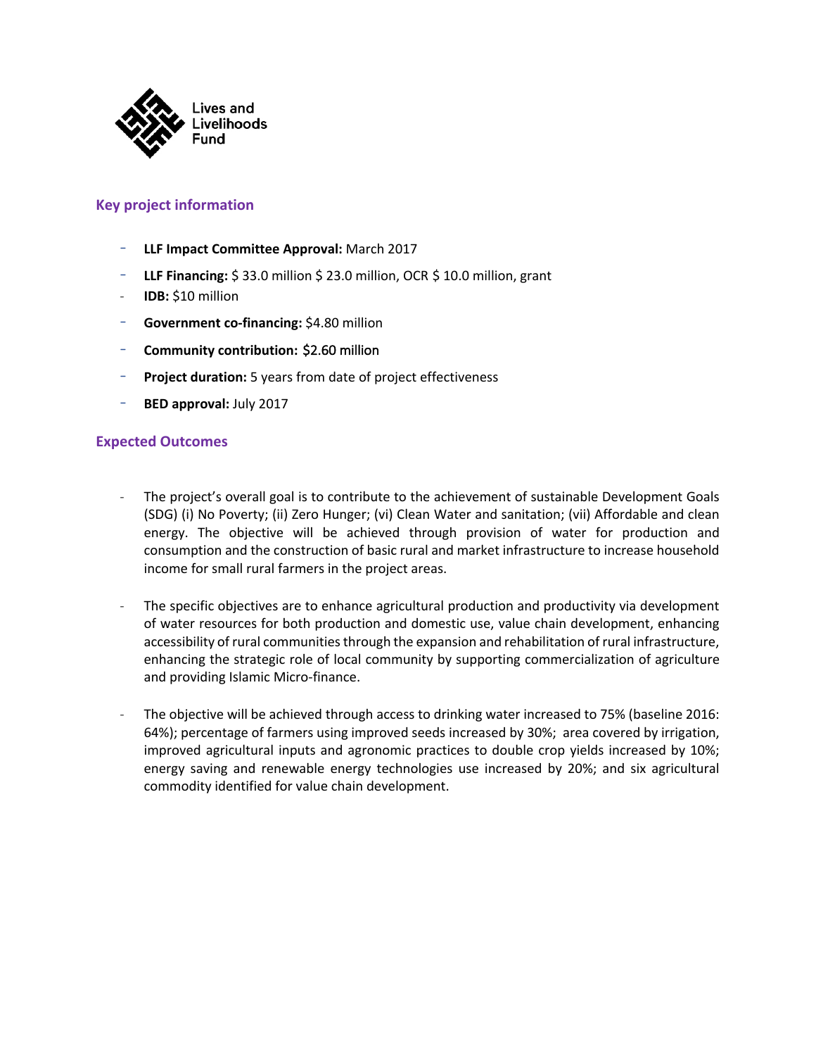Lives and Livelihoods Fund

## Key project information

- **LLF Impact Committee Approval:** March 2017
- **LLF Financing:** $ 33.0 million $ 23.0 million, OCR $ 10.0 million, grant
- **IDB:** $10 million
- **Government co-financing:** $4.80 million
- **Community contribution:** $2.60 million
- **Project duration:** 5 years from date of project effectiveness
- **BED approval:** July 2017

## Expected Outcomes

- The project's overall goal is to contribute to the achievement of sustainable Development Goals (SDG) (i) No Poverty; (ii) Zero Hunger; (vi) Clean Water and sanitation; (vii) Affordable and clean energy. The objective will be achieved through provision of water for production and consumption and the construction of basic rural and market infrastructure to increase household income for small rural farmers in the project areas.

- The specific objectives are to enhance agricultural production and productivity via development of water resources for both production and domestic use, value chain development, enhancing accessibility of rural communities through the expansion and rehabilitation of rural infrastructure, enhancing the strategic role of local community by supporting commercialization of agriculture and providing Islamic Micro-finance.

- The objective will be achieved through access to drinking water increased to 75% (baseline 2016: 64%); percentage of farmers using improved seeds increased by 30%; area covered by irrigation, improved agricultural inputs and agronomic practices to double crop yields increased by 10%; energy saving and renewable energy technologies use increased by 20%; and six agricultural commodity identified for value chain development.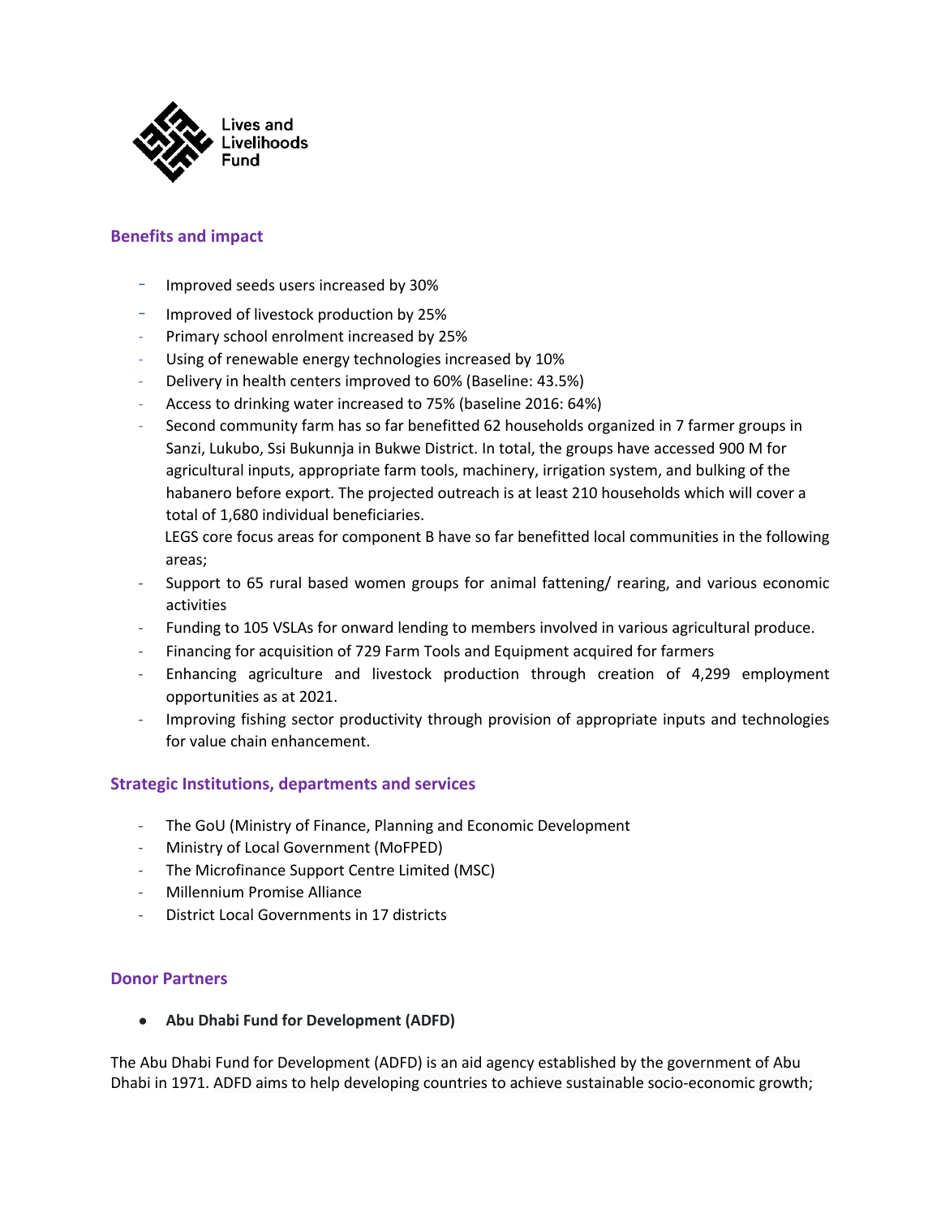Lives and Livelihoods Fund

## Benefits and impact

- Improved seeds users increased by 30%
- Improved of livestock production by 25%
- Primary school enrolment increased by 25%
- Using of renewable energy technologies increased by 10%
- Delivery in health centers improved to 60% (Baseline: 43.5%)
- Access to drinking water increased to 75% (baseline 2016: 64%)
- Second community farm has so far benefitted 62 households organized in 7 farmer groups in Sanzi, Lukubo, Ssi Bukunnja in Bukwe District. In total, the groups have accessed 900 M for agricultural inputs, appropriate farm tools, machinery, irrigation system, and bulking of the habanero before export. The projected outreach is at least 210 households which will cover a total of 1,680 individual beneficiaries.
  LEGS core focus areas for component B have so far benefitted local communities in the following areas;
- Support to 65 rural based women groups for animal fattening/ rearing, and various economic activities
- Funding to 105 VSLAs for onward lending to members involved in various agricultural produce.
- Financing for acquisition of 729 Farm Tools and Equipment acquired for farmers
- Enhancing agriculture and livestock production through creation of 4,299 employment opportunities as at 2021.
- Improving fishing sector productivity through provision of appropriate inputs and technologies for value chain enhancement.

## Strategic Institutions, departments and services

- The GoU (Ministry of Finance, Planning and Economic Development
- Ministry of Local Government (MoFPED)
- The Microfinance Support Centre Limited (MSC)
- Millennium Promise Alliance
- District Local Governments in 17 districts

## Donor Partners

- **Abu Dhabi Fund for Development (ADFD)**

The Abu Dhabi Fund for Development (ADFD) is an aid agency established by the government of Abu Dhabi in 1971. ADFD aims to help developing countries to achieve sustainable socio-economic growth;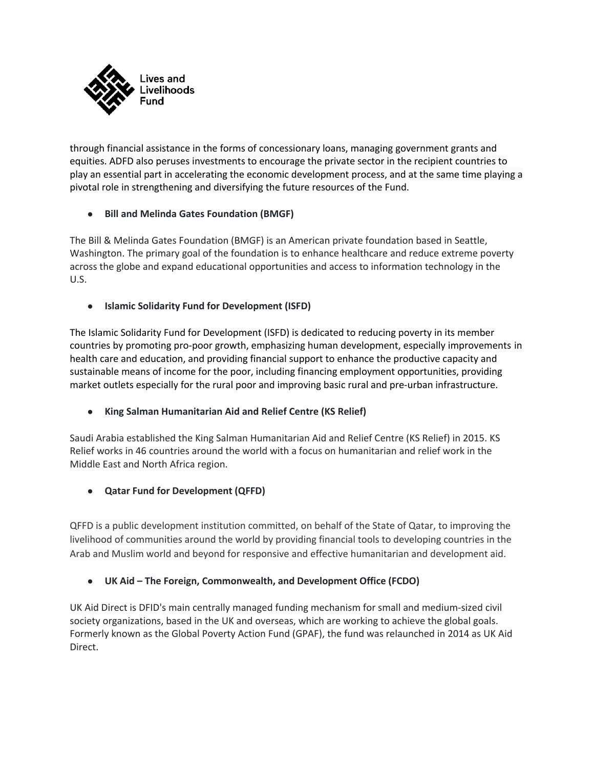through financial assistance in the forms of concessionary loans, managing government grants and equities. ADFD also peruses investments to encourage the private sector in the recipient countries to play an essential part in accelerating the economic development process, and at the same time playing a pivotal role in strengthening and diversifying the future resources of the Fund.

- **Bill and Melinda Gates Foundation (BMGF)**

The Bill & Melinda Gates Foundation (BMGF) is an American private foundation based in Seattle, Washington. The primary goal of the foundation is to enhance healthcare and reduce extreme poverty across the globe and expand educational opportunities and access to information technology in the U.S.

- **Islamic Solidarity Fund for Development (ISFD)**

The Islamic Solidarity Fund for Development (ISFD) is dedicated to reducing poverty in its member countries by promoting pro-poor growth, emphasizing human development, especially improvements in health care and education, and providing financial support to enhance the productive capacity and sustainable means of income for the poor, including financing employment opportunities, providing market outlets especially for the rural poor and improving basic rural and pre-urban infrastructure.

- **King Salman Humanitarian Aid and Relief Centre (KS Relief)**

Saudi Arabia established the King Salman Humanitarian Aid and Relief Centre (KS Relief) in 2015. KS Relief works in 46 countries around the world with a focus on humanitarian and relief work in the Middle East and North Africa region.

- **Qatar Fund for Development (QFFD)**

QFFD is a public development institution committed, on behalf of the State of Qatar, to improving the livelihood of communities around the world by providing financial tools to developing countries in the Arab and Muslim world and beyond for responsive and effective humanitarian and development aid.

- **UK Aid – The Foreign, Commonwealth, and Development Office (FCDO)**

UK Aid Direct is DFID's main centrally managed funding mechanism for small and medium-sized civil society organizations, based in the UK and overseas, which are working to achieve the global goals. Formerly known as the Global Poverty Action Fund (GPAF), the fund was relaunched in 2014 as UK Aid Direct.